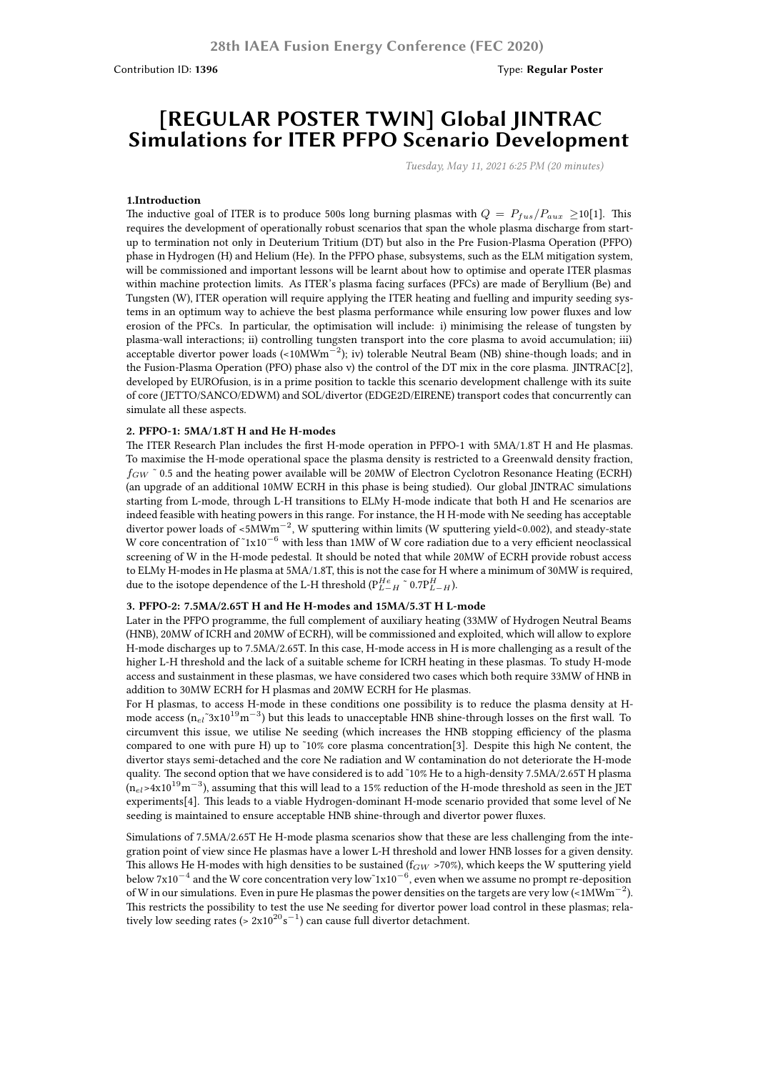Contribution ID: **1396**

Type: **Regular Poster**

# [REGULAR POSTER TWIN] Global JINTRAC Simulations for ITER PFPO Scenario Development

*Tuesday, May 11, 2021 6:25 PM (20 minutes)*

**1.Introduction**

The inductive goal of ITER is to produce 500s long burning plasmas with $Q = P_{fus}/P_{aux} \geq 10$[1]. This requires the development of operationally robust scenarios that span the whole plasma discharge from start-up to termination not only in Deuterium Tritium (DT) but also in the Pre Fusion-Plasma Operation (PFPO) phase in Hydrogen (H) and Helium (He). In the PFPO phase, subsystems, such as the ELM mitigation system, will be commissioned and important lessons will be learnt about how to optimise and operate ITER plasmas within machine protection limits. As ITER's plasma facing surfaces (PFCs) are made of Beryllium (Be) and Tungsten (W), ITER operation will require applying the ITER heating and fuelling and impurity seeding systems in an optimum way to achieve the best plasma performance while ensuring low power fluxes and low erosion of the PFCs. In particular, the optimisation will include: i) minimising the release of tungsten by plasma-wall interactions; ii) controlling tungsten transport into the core plasma to avoid accumulation; iii) acceptable divertor power loads (<10MW$m^{-2}$); iv) tolerable Neutral Beam (NB) shine-though loads; and in the Fusion-Plasma Operation (PFO) phase also v) the control of the DT mix in the core plasma. JINTRAC[2], developed by EUROfusion, is in a prime position to tackle this scenario development challenge with its suite of core (JETTO/SANCO/EDWM) and SOL/divertor (EDGE2D/EIRENE) transport codes that concurrently can simulate all these aspects.

**2. PFPO-1: 5MA/1.8T H and He H-modes**

The ITER Research Plan includes the first H-mode operation in PFPO-1 with 5MA/1.8T H and He plasmas. To maximise the H-mode operational space the plasma density is restricted to a Greenwald density fraction, $f_{GW}$ ~ 0.5 and the heating power available will be 20MW of Electron Cyclotron Resonance Heating (ECRH) (an upgrade of an additional 10MW ECRH in this phase is being studied). Our global JINTRAC simulations starting from L-mode, through L-H transitions to ELMy H-mode indicate that both H and He scenarios are indeed feasible with heating powers in this range. For instance, the H H-mode with Ne seeding has acceptable divertor power loads of <5MW$m^{-2}$, W sputtering within limits (W sputtering yield<0.002), and steady-state W core concentration of ~1x$10^{-6}$ with less than 1MW of W core radiation due to a very efficient neoclassical screening of W in the H-mode pedestal. It should be noted that while 20MW of ECRH provide robust access to ELMy H-modes in He plasma at 5MA/1.8T, this is not the case for H where a minimum of 30MW is required, due to the isotope dependence of the L-H threshold ($P^{He}_{L-H}$ ~ 0.7$P^{H}_{L-H}$).

**3. PFPO-2: 7.5MA/2.65T H and He H-modes and 15MA/5.3T H L-mode**

Later in the PFPO programme, the full complement of auxiliary heating (33MW of Hydrogen Neutral Beams (HNB), 20MW of ICRH and 20MW of ECRH), will be commissioned and exploited, which will allow to explore H-mode discharges up to 7.5MA/2.65T. In this case, H-mode access in H is more challenging as a result of the higher L-H threshold and the lack of a suitable scheme for ICRH heating in these plasmas. To study H-mode access and sustainment in these plasmas, we have considered two cases which both require 33MW of HNB in addition to 30MW ECRH for H plasmas and 20MW ECRH for He plasmas.

For H plasmas, to access H-mode in these conditions one possibility is to reduce the plasma density at H-mode access ($n_{el}$~3x$10^{19}$$m^{-3}$) but this leads to unacceptable HNB shine-through losses on the first wall. To circumvent this issue, we utilise Ne seeding (which increases the HNB stopping efficiency of the plasma compared to one with pure H) up to ~10% core plasma concentration[3]. Despite this high Ne content, the divertor stays semi-detached and the core Ne radiation and W contamination do not deteriorate the H-mode quality. The second option that we have considered is to add ~10% He to a high-density 7.5MA/2.65T H plasma ($n_{el}$>4x$10^{19}$$m^{-3}$), assuming that this will lead to a 15% reduction of the H-mode threshold as seen in the JET experiments[4]. This leads to a viable Hydrogen-dominant H-mode scenario provided that some level of Ne seeding is maintained to ensure acceptable HNB shine-through and divertor power fluxes.

Simulations of 7.5MA/2.65T He H-mode plasma scenarios show that these are less challenging from the integration point of view since He plasmas have a lower L-H threshold and lower HNB losses for a given density. This allows He H-modes with high densities to be sustained ($f_{GW}$ >70%), which keeps the W sputtering yield below 7x$10^{-4}$ and the W core concentration very low~1x$10^{-6}$, even when we assume no prompt re-deposition of W in our simulations. Even in pure He plasmas the power densities on the targets are very low (<1MW$m^{-2}$). This restricts the possibility to test the use Ne seeding for divertor power load control in these plasmas; relatively low seeding rates (> 2x$10^{20}$$s^{-1}$) can cause full divertor detachment.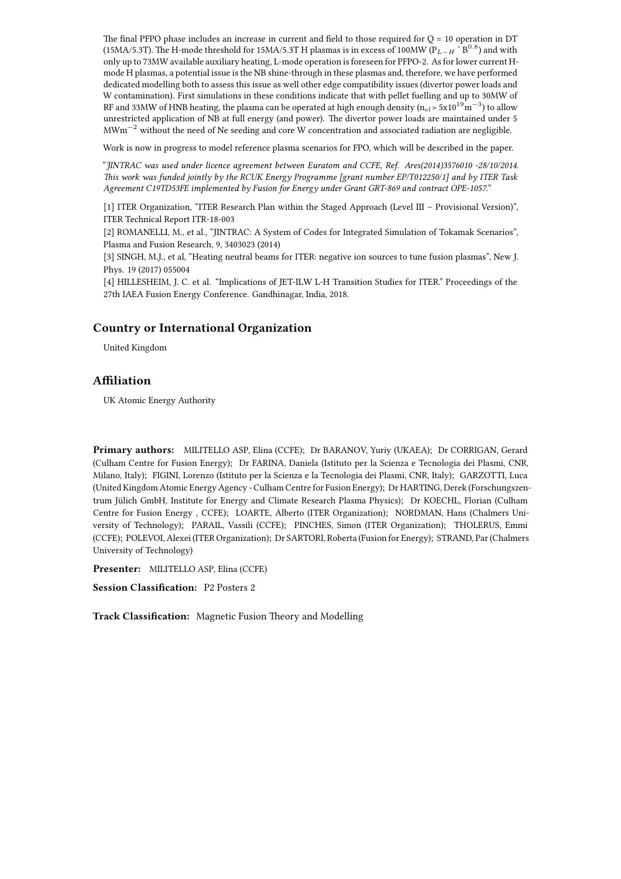The final PFPO phase includes an increase in current and field to those required for Q = 10 operation in DT (15MA/5.3T). The H-mode threshold for 15MA/5.3T H plasmas is in excess of 100MW ($P_{L-H} \sim B^{0.8}$) and with only up to 73MW available auxiliary heating, L-mode operation is foreseen for PFPO-2. As for lower current H-mode H plasmas, a potential issue is the NB shine-through in these plasmas and, therefore, we have performed dedicated modelling both to assess this issue as well other edge compatibility issues (divertor power loads and W contamination). First simulations in these conditions indicate that with pellet fuelling and up to 30MW of RF and 33MW of HNB heating, the plasma can be operated at high enough density ($n_{el} > 5x10^{19} m^{-3}$) to allow unrestricted application of NB at full energy (and power). The divertor power loads are maintained under 5 $MWm^{-2}$ without the need of Ne seeding and core W concentration and associated radiation are negligible.

Work is now in progress to model reference plasma scenarios for FPO, which will be described in the paper.

"*JINTRAC was used under licence agreement between Euratom and CCFE, Ref. Ares(2014)3576010 -28/10/2014. This work was funded jointly by the RCUK Energy Programme [grant number EP/T012250/1] and by ITER Task Agreement C19TD53FE implemented by Fusion for Energy under Grant GRT-869 and contract OPE-1057.*"

[1] ITER Organization, "ITER Research Plan within the Staged Approach (Level III – Provisional Version)", ITER Technical Report ITR-18-003
[2] ROMANELLI, M., et al., "JINTRAC: A System of Codes for Integrated Simulation of Tokamak Scenarios", Plasma and Fusion Research, 9, 3403023 (2014)
[3] SINGH, M.J., et al, "Heating neutral beams for ITER: negative ion sources to tune fusion plasmas", New J. Phys. 19 (2017) 055004
[4] HILLESHEIM, J. C. et al. "Implications of JET-ILW L-H Transition Studies for ITER." Proceedings of the 27th IAEA Fusion Energy Conference. Gandhinagar, India, 2018.

## Country or International Organization

United Kingdom

## Affiliation

UK Atomic Energy Authority

**Primary authors:** MILITELLO ASP, Elina (CCFE); Dr BARANOV, Yuriy (UKAEA); Dr CORRIGAN, Gerard (Culham Centre for Fusion Energy); Dr FARINA, Daniela (Istituto per la Scienza e Tecnologia dei Plasmi, CNR, Milano, Italy); FIGINI, Lorenzo (Istituto per la Scienza e la Tecnologia dei Plasmi, CNR, Italy); GARZOTTI, Luca (United Kingdom Atomic Energy Agency - Culham Centre for Fusion Energy); Dr HARTING, Derek (Forschungszentrum Jülich GmbH, Institute for Energy and Climate Research Plasma Physics); Dr KOECHL, Florian (Culham Centre for Fusion Energy , CCFE); LOARTE, Alberto (ITER Organization); NORDMAN, Hans (Chalmers University of Technology); PARAIL, Vassili (CCFE); PINCHES, Simon (ITER Organization); THOLERUS, Emmi (CCFE); POLEVOI, Alexei (ITER Organization); Dr SARTORI, Roberta (Fusion for Energy); STRAND, Par (Chalmers University of Technology)

**Presenter:** MILITELLO ASP, Elina (CCFE)

**Session Classification:** P2 Posters 2

**Track Classification:** Magnetic Fusion Theory and Modelling